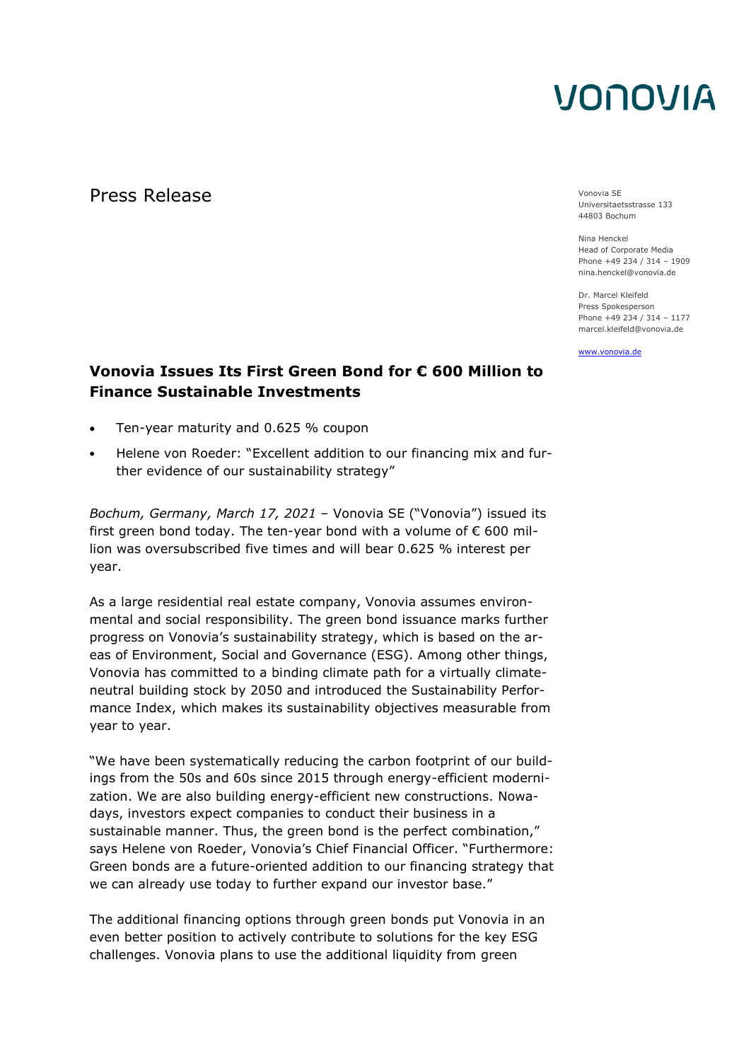VONOVIA

Press Release

Vonovia SE
Universitaetsstrasse 133
44803 Bochum

Nina Henckel
Head of Corporate Media
Phone +49 234 / 314 – 1909
nina.henckel@vonovia.de

Dr. Marcel Kleifeld
Press Spokesperson
Phone +49 234 / 314 – 1177
marcel.kleifeld@vonovia.de

www.vonovia.de

# Vonovia Issues Its First Green Bond for € 600 Million to Finance Sustainable Investments

- Ten-year maturity and 0.625 % coupon
- Helene von Roeder: "Excellent addition to our financing mix and further evidence of our sustainability strategy"

*Bochum, Germany, March 17, 2021* – Vonovia SE ("Vonovia") issued its first green bond today. The ten-year bond with a volume of € 600 million was oversubscribed five times and will bear 0.625 % interest per year.

As a large residential real estate company, Vonovia assumes environmental and social responsibility. The green bond issuance marks further progress on Vonovia's sustainability strategy, which is based on the areas of Environment, Social and Governance (ESG). Among other things, Vonovia has committed to a binding climate path for a virtually climate-neutral building stock by 2050 and introduced the Sustainability Performance Index, which makes its sustainability objectives measurable from year to year.

"We have been systematically reducing the carbon footprint of our buildings from the 50s and 60s since 2015 through energy-efficient modernization. We are also building energy-efficient new constructions. Nowadays, investors expect companies to conduct their business in a sustainable manner. Thus, the green bond is the perfect combination," says Helene von Roeder, Vonovia's Chief Financial Officer. "Furthermore: Green bonds are a future-oriented addition to our financing strategy that we can already use today to further expand our investor base."

The additional financing options through green bonds put Vonovia in an even better position to actively contribute to solutions for the key ESG challenges. Vonovia plans to use the additional liquidity from green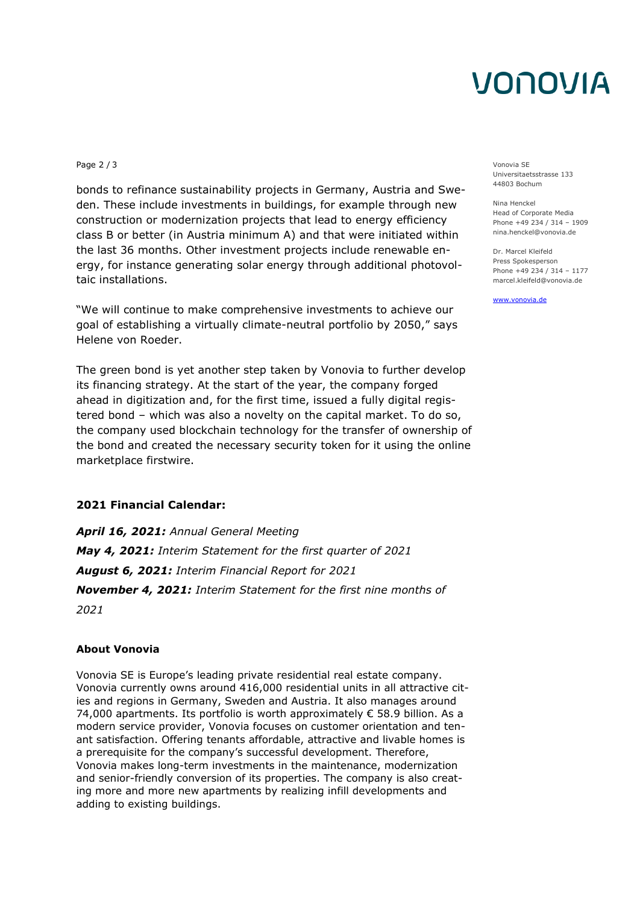bonds to refinance sustainability projects in Germany, Austria and Sweden. These include investments in buildings, for example through new construction or modernization projects that lead to energy efficiency class B or better (in Austria minimum A) and that were initiated within the last 36 months. Other investment projects include renewable energy, for instance generating solar energy through additional photovoltaic installations.

"We will continue to make comprehensive investments to achieve our goal of establishing a virtually climate-neutral portfolio by 2050," says Helene von Roeder.

The green bond is yet another step taken by Vonovia to further develop its financing strategy. At the start of the year, the company forged ahead in digitization and, for the first time, issued a fully digital registered bond – which was also a novelty on the capital market. To do so, the company used blockchain technology for the transfer of ownership of the bond and created the necessary security token for it using the online marketplace firstwire.

Vonovia SE
Universitaetsstrasse 133
44803 Bochum

Nina Henckel
Head of Corporate Media
Phone +49 234 / 314 – 1909
nina.henckel@vonovia.de

Dr. Marcel Kleifeld
Press Spokesperson
Phone +49 234 / 314 – 1177
marcel.kleifeld@vonovia.de

www.vonovia.de

## 2021 Financial Calendar:

***April 16, 2021:*** *Annual General Meeting*
***May 4, 2021:*** *Interim Statement for the first quarter of 2021*
***August 6, 2021:*** *Interim Financial Report for 2021*
***November 4, 2021:*** *Interim Statement for the first nine months of 2021*

## About Vonovia

Vonovia SE is Europe's leading private residential real estate company. Vonovia currently owns around 416,000 residential units in all attractive cities and regions in Germany, Sweden and Austria. It also manages around 74,000 apartments. Its portfolio is worth approximately € 58.9 billion. As a modern service provider, Vonovia focuses on customer orientation and tenant satisfaction. Offering tenants affordable, attractive and livable homes is a prerequisite for the company's successful development. Therefore, Vonovia makes long-term investments in the maintenance, modernization and senior-friendly conversion of its properties. The company is also creating more and more new apartments by realizing infill developments and adding to existing buildings.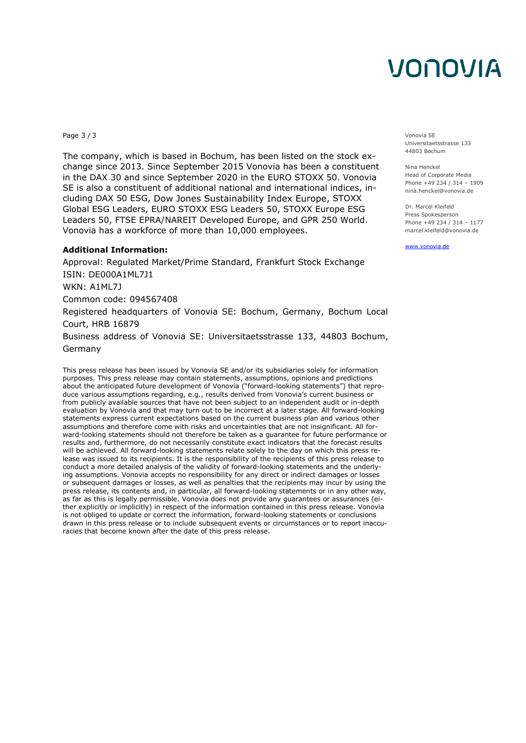The company, which is based in Bochum, has been listed on the stock exchange since 2013. Since September 2015 Vonovia has been a constituent in the DAX 30 and since September 2020 in the EURO STOXX 50. Vonovia SE is also a constituent of additional national and international indices, including DAX 50 ESG, Dow Jones Sustainability Index Europe, STOXX Global ESG Leaders, EURO STOXX ESG Leaders 50, STOXX Europe ESG Leaders 50, FTSE EPRA/NAREIT Developed Europe, and GPR 250 World. Vonovia has a workforce of more than 10,000 employees.

**Additional Information:**

Approval: Regulated Market/Prime Standard, Frankfurt Stock Exchange

ISIN: DE000A1ML7J1

WKN: A1ML7J

Common code: 094567408

Registered headquarters of Vonovia SE: Bochum, Germany, Bochum Local Court, HRB 16879

Business address of Vonovia SE: Universitaetsstrasse 133, 44803 Bochum, Germany

This press release has been issued by Vonovia SE and/or its subsidiaries solely for information purposes. This press release may contain statements, assumptions, opinions and predictions about the anticipated future development of Vonovia ("forward-looking statements") that reproduce various assumptions regarding, e.g., results derived from Vonovia's current business or from publicly available sources that have not been subject to an independent audit or in-depth evaluation by Vonovia and that may turn out to be incorrect at a later stage. All forward-looking statements express current expectations based on the current business plan and various other assumptions and therefore come with risks and uncertainties that are not insignificant. All forward-looking statements should not therefore be taken as a guarantee for future performance or results and, furthermore, do not necessarily constitute exact indicators that the forecast results will be achieved. All forward-looking statements relate solely to the day on which this press release was issued to its recipients. It is the responsibility of the recipients of this press release to conduct a more detailed analysis of the validity of forward-looking statements and the underlying assumptions. Vonovia accepts no responsibility for any direct or indirect damages or losses or subsequent damages or losses, as well as penalties that the recipients may incur by using the press release, its contents and, in particular, all forward-looking statements or in any other way, as far as this is legally permissible. Vonovia does not provide any guarantees or assurances (either explicitly or implicitly) in respect of the information contained in this press release. Vonovia is not obliged to update or correct the information, forward-looking statements or conclusions drawn in this press release or to include subsequent events or circumstances or to report inaccuracies that become known after the date of this press release.

Vonovia SE
Universitaetsstrasse 133
44803 Bochum

Nina Henckel
Head of Corporate Media
Phone +49 234 / 314 – 1909
nina.henckel@vonovia.de

Dr. Marcel Kleifeld
Press Spokesperson
Phone +49 234 / 314 – 1177
marcel.kleifeld@vonovia.de

www.vonovia.de